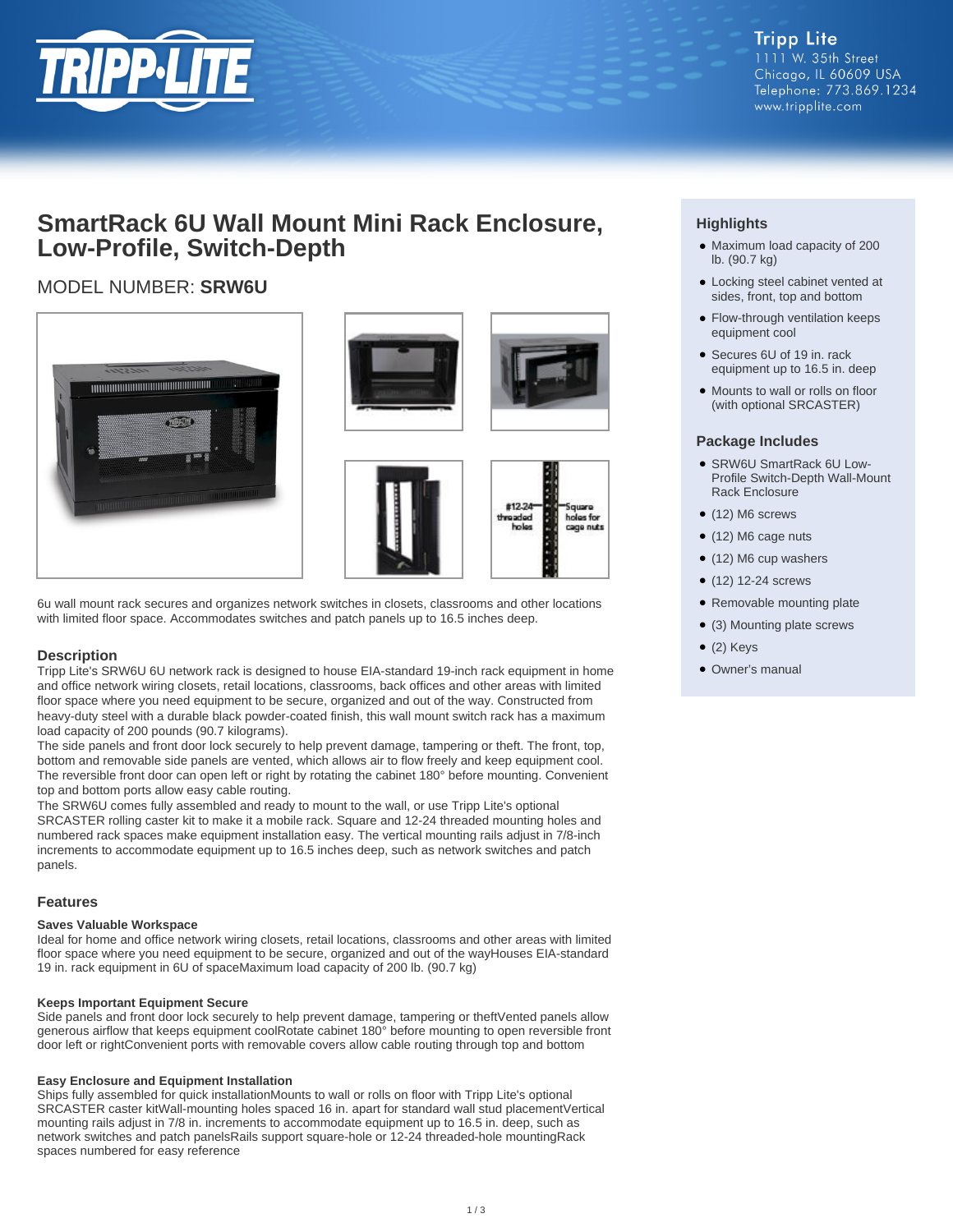Tripp Lite
1111 W. 35th Street
Chicago, IL 60609 USA
Telephone: 773.869.1234
www.tripplite.com

# SmartRack 6U Wall Mount Mini Rack Enclosure, Low-Profile, Switch-Depth

MODEL NUMBER: **SRW6U**

6u wall mount rack secures and organizes network switches in closets, classrooms and other locations with limited floor space. Accommodates switches and patch panels up to 16.5 inches deep.

## Highlights

- Maximum load capacity of 200 lb. (90.7 kg)
- Locking steel cabinet vented at sides, front, top and bottom
- Flow-through ventilation keeps equipment cool
- Secures 6U of 19 in. rack equipment up to 16.5 in. deep
- Mounts to wall or rolls on floor (with optional SRCASTER)

## Package Includes

- SRW6U SmartRack 6U Low-Profile Switch-Depth Wall-Mount Rack Enclosure
- (12) M6 screws
- (12) M6 cage nuts
- (12) M6 cup washers
- (12) 12-24 screws
- Removable mounting plate
- (3) Mounting plate screws
- (2) Keys
- Owner's manual

## Description

Tripp Lite's SRW6U 6U network rack is designed to house EIA-standard 19-inch rack equipment in home and office network wiring closets, retail locations, classrooms, back offices and other areas with limited floor space where you need equipment to be secure, organized and out of the way. Constructed from heavy-duty steel with a durable black powder-coated finish, this wall mount switch rack has a maximum load capacity of 200 pounds (90.7 kilograms).
The side panels and front door lock securely to help prevent damage, tampering or theft. The front, top, bottom and removable side panels are vented, which allows air to flow freely and keep equipment cool. The reversible front door can open left or right by rotating the cabinet 180° before mounting. Convenient top and bottom ports allow easy cable routing.
The SRW6U comes fully assembled and ready to mount to the wall, or use Tripp Lite's optional SRCASTER rolling caster kit to make it a mobile rack. Square and 12-24 threaded mounting holes and numbered rack spaces make equipment installation easy. The vertical mounting rails adjust in 7/8-inch increments to accommodate equipment up to 16.5 inches deep, such as network switches and patch panels.

## Features

### Saves Valuable Workspace

Ideal for home and office network wiring closets, retail locations, classrooms and other areas with limited floor space where you need equipment to be secure, organized and out of the wayHouses EIA-standard 19 in. rack equipment in 6U of spaceMaximum load capacity of 200 lb. (90.7 kg)

### Keeps Important Equipment Secure

Side panels and front door lock securely to help prevent damage, tampering or theftVented panels allow generous airflow that keeps equipment coolRotate cabinet 180° before mounting to open reversible front door left or rightConvenient ports with removable covers allow cable routing through top and bottom

### Easy Enclosure and Equipment Installation

Ships fully assembled for quick installationMounts to wall or rolls on floor with Tripp Lite's optional SRCASTER caster kitWall-mounting holes spaced 16 in. apart for standard wall stud placementVertical mounting rails adjust in 7/8 in. increments to accommodate equipment up to 16.5 in. deep, such as network switches and patch panelsRails support square-hole or 12-24 threaded-hole mountingRack spaces numbered for easy reference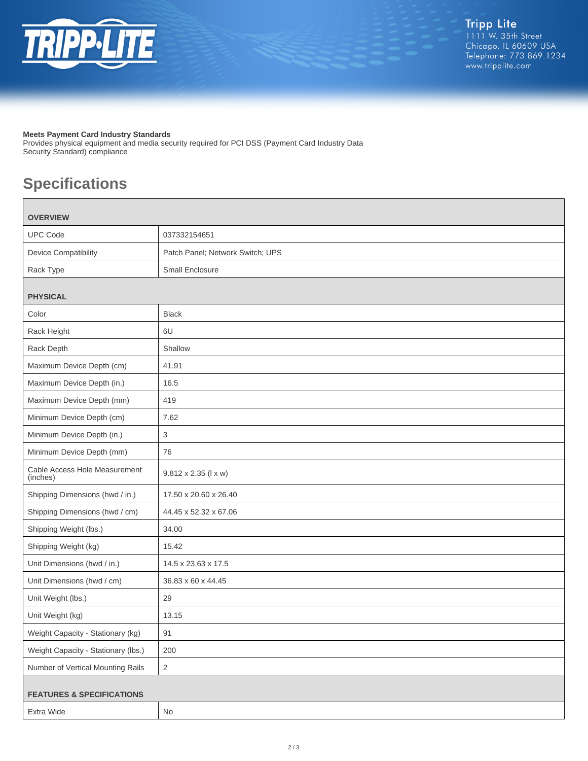**Meets Payment Card Industry Standards**
Provides physical equipment and media security required for PCI DSS (Payment Card Industry Data Security Standard) compliance

## Specifications

| OVERVIEW | |
|---|---|
| UPC Code | 037332154651 |
| Device Compatibility | Patch Panel; Network Switch; UPS |
| Rack Type | Small Enclosure |
| **PHYSICAL** | |
| Color | Black |
| Rack Height | 6U |
| Rack Depth | Shallow |
| Maximum Device Depth (cm) | 41.91 |
| Maximum Device Depth (in.) | 16.5 |
| Maximum Device Depth (mm) | 419 |
| Minimum Device Depth (cm) | 7.62 |
| Minimum Device Depth (in.) | 3 |
| Minimum Device Depth (mm) | 76 |
| Cable Access Hole Measurement (inches) | 9.812 x 2.35 (l x w) |
| Shipping Dimensions (hwd / in.) | 17.50 x 20.60 x 26.40 |
| Shipping Dimensions (hwd / cm) | 44.45 x 52.32 x 67.06 |
| Shipping Weight (lbs.) | 34.00 |
| Shipping Weight (kg) | 15.42 |
| Unit Dimensions (hwd / in.) | 14.5 x 23.63 x 17.5 |
| Unit Dimensions (hwd / cm) | 36.83 x 60 x 44.45 |
| Unit Weight (lbs.) | 29 |
| Unit Weight (kg) | 13.15 |
| Weight Capacity - Stationary (kg) | 91 |
| Weight Capacity - Stationary (lbs.) | 200 |
| Number of Vertical Mounting Rails | 2 |
| **FEATURES & SPECIFICATIONS** | |
| Extra Wide | No |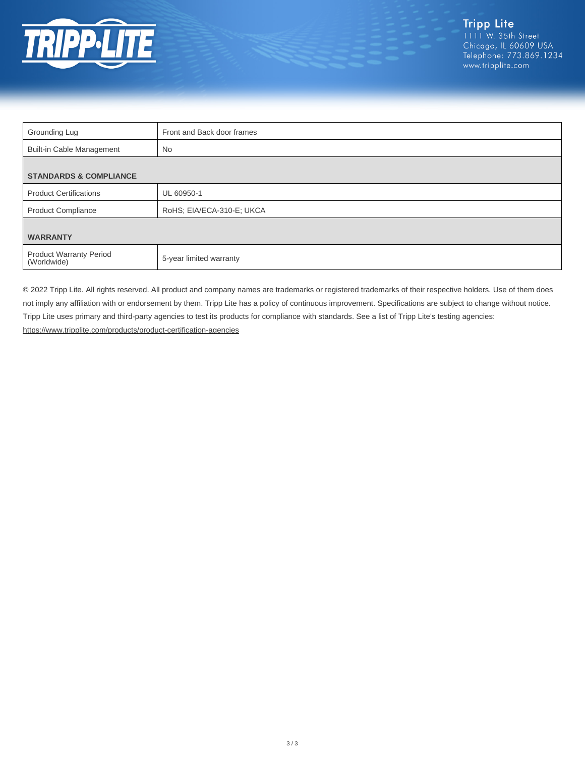| | |
|---|---|
| Grounding Lug | Front and Back door frames |
| Built-in Cable Management | No |
| **STANDARDS & COMPLIANCE** | |
| Product Certifications | UL 60950-1 |
| Product Compliance | RoHS; EIA/ECA-310-E; UKCA |
| **WARRANTY** | |
| Product Warranty Period (Worldwide) | 5-year limited warranty |

© 2022 Tripp Lite. All rights reserved. All product and company names are trademarks or registered trademarks of their respective holders. Use of them does not imply any affiliation with or endorsement by them. Tripp Lite has a policy of continuous improvement. Specifications are subject to change without notice. Tripp Lite uses primary and third-party agencies to test its products for compliance with standards. See a list of Tripp Lite's testing agencies: https://www.tripplite.com/products/product-certification-agencies